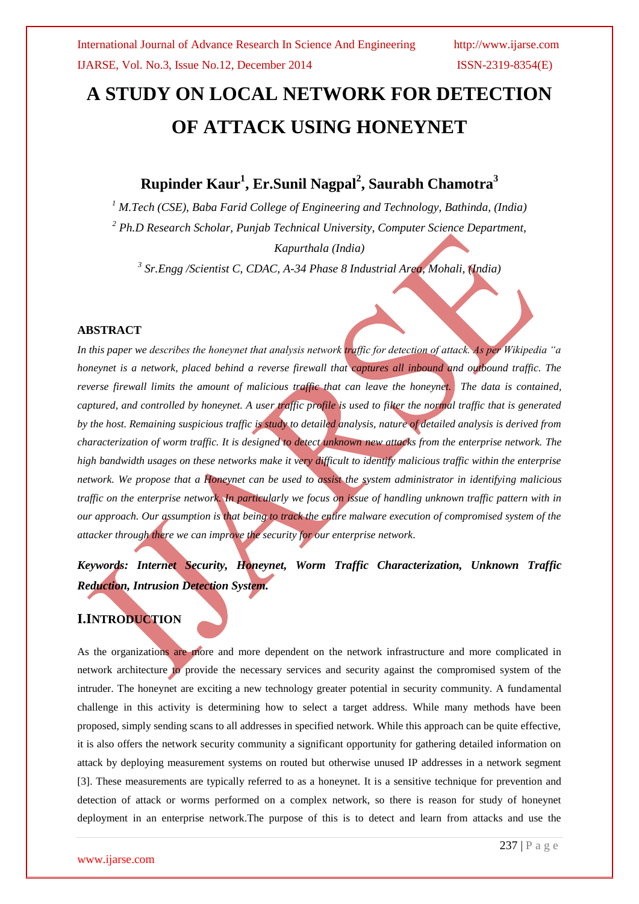# A STUDY ON LOCAL NETWORK FOR DETECTION OF ATTACK USING HONEYNET

**Rupinder Kaur[1], Er.Sunil Nagpal[2], Saurabh Chamotra[3]**

[1] *M.Tech (CSE), Baba Farid College of Engineering and Technology, Bathinda, (India)*

[2] *Ph.D Research Scholar, Punjab Technical University, Computer Science Department, Kapurthala (India)*

[3] *Sr.Engg /Scientist C, CDAC, A-34 Phase 8 Industrial Area, Mohali, (India)*

## ABSTRACT

*In this paper we describes the honeynet that analysis network traffic for detection of attack. As per Wikipedia "a honeynet is a network, placed behind a reverse firewall that captures all inbound and outbound traffic. The reverse firewall limits the amount of malicious traffic that can leave the honeynet. The data is contained, captured, and controlled by honeynet. A user traffic profile is used to filter the normal traffic that is generated by the host. Remaining suspicious traffic is study to detailed analysis, nature of detailed analysis is derived from characterization of worm traffic. It is designed to detect unknown new attacks from the enterprise network. The high bandwidth usages on these networks make it very difficult to identify malicious traffic within the enterprise network. We propose that a Honeynet can be used to assist the system administrator in identifying malicious traffic on the enterprise network. In particularly we focus on issue of handling unknown traffic pattern with in our approach. Our assumption is that being to track the entire malware execution of compromised system of the attacker through there we can improve the security for our enterprise network.*

***Keywords: Internet Security, Honeynet, Worm Traffic Characterization, Unknown Traffic Reduction, Intrusion Detection System.***

## I.INTRODUCTION

As the organizations are more and more dependent on the network infrastructure and more complicated in network architecture to provide the necessary services and security against the compromised system of the intruder. The honeynet are exciting a new technology greater potential in security community. A fundamental challenge in this activity is determining how to select a target address. While many methods have been proposed, simply sending scans to all addresses in specified network. While this approach can be quite effective, it is also offers the network security community a significant opportunity for gathering detailed information on attack by deploying measurement systems on routed but otherwise unused IP addresses in a network segment [3]. These measurements are typically referred to as a honeynet. It is a sensitive technique for prevention and detection of attack or worms performed on a complex network, so there is reason for study of honeynet deployment in an enterprise network.The purpose of this is to detect and learn from attacks and use the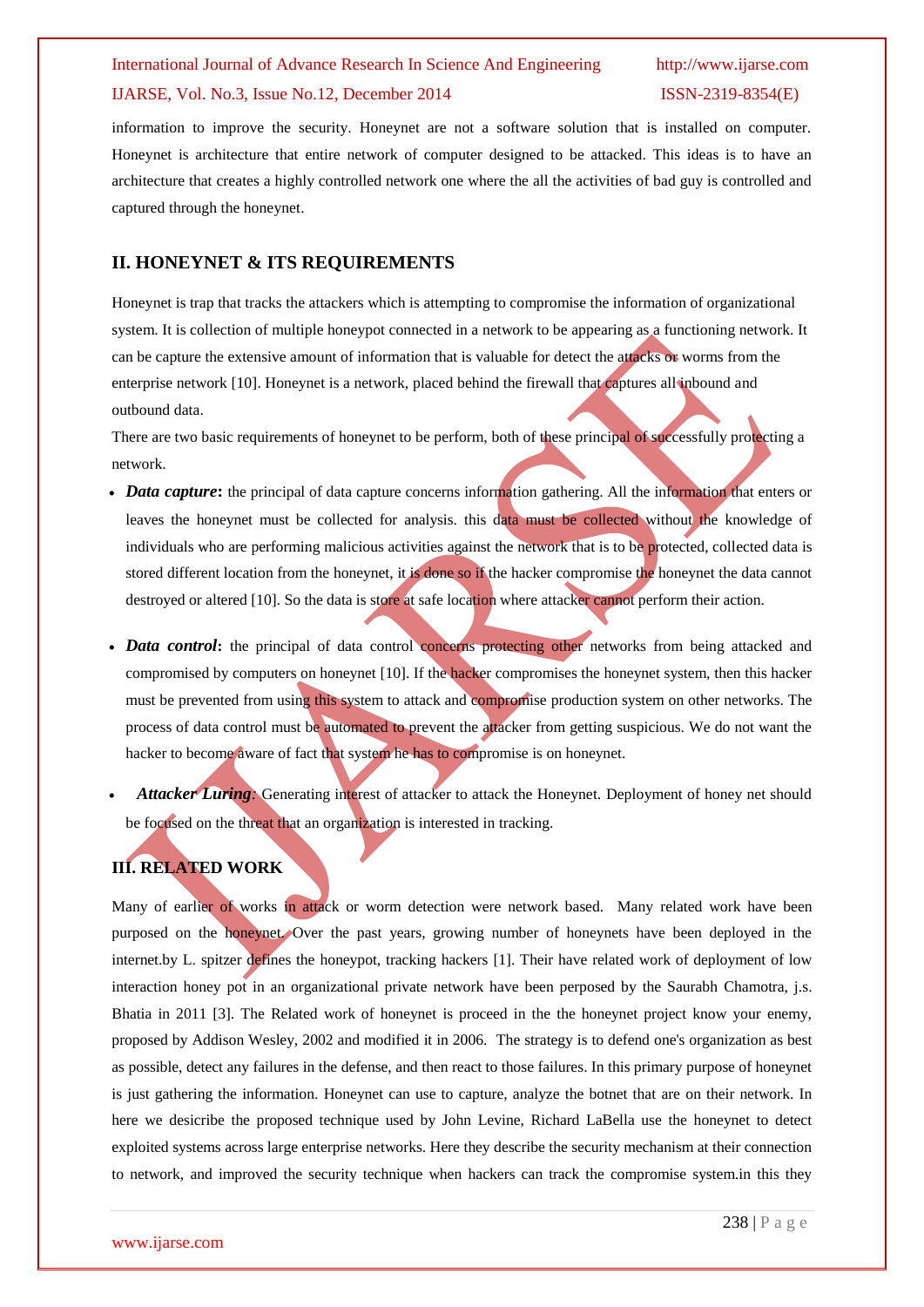information to improve the security. Honeynet are not a software solution that is installed on computer. Honeynet is architecture that entire network of computer designed to be attacked. This ideas is to have an architecture that creates a highly controlled network one where the all the activities of bad guy is controlled and captured through the honeynet.

## II. HONEYNET & ITS REQUIREMENTS

Honeynet is trap that tracks the attackers which is attempting to compromise the information of organizational system. It is collection of multiple honeypot connected in a network to be appearing as a functioning network. It can be capture the extensive amount of information that is valuable for detect the attacks or worms from the enterprise network [10]. Honeynet is a network, placed behind the firewall that captures all inbound and outbound data.

There are two basic requirements of honeynet to be perform, both of these principal of successfully protecting a network.

- ***Data capture*:** the principal of data capture concerns information gathering. All the information that enters or leaves the honeynet must be collected for analysis. this data must be collected without the knowledge of individuals who are performing malicious activities against the network that is to be protected, collected data is stored different location from the honeynet, it is done so if the hacker compromise the honeynet the data cannot destroyed or altered [10]. So the data is store at safe location where attacker cannot perform their action.

- ***Data control*:** the principal of data control concerns protecting other networks from being attacked and compromised by computers on honeynet [10]. If the hacker compromises the honeynet system, then this hacker must be prevented from using this system to attack and compromise production system on other networks. The process of data control must be automated to prevent the attacker from getting suspicious. We do not want the hacker to become aware of fact that system he has to compromise is on honeynet.

- ***Attacker Luring***: Generating interest of attacker to attack the Honeynet. Deployment of honey net should be focused on the threat that an organization is interested in tracking.

## III. RELATED WORK

Many of earlier of works in attack or worm detection were network based. Many related work have been purposed on the honeynet. Over the past years, growing number of honeynets have been deployed in the internet.by L. spitzer defines the honeypot, tracking hackers [1]. Their have related work of deployment of low interaction honey pot in an organizational private network have been perposed by the Saurabh Chamotra, j.s. Bhatia in 2011 [3]. The Related work of honeynet is proceed in the the honeynet project know your enemy, proposed by Addison Wesley, 2002 and modified it in 2006. The strategy is to defend one's organization as best as possible, detect any failures in the defense, and then react to those failures. In this primary purpose of honeynet is just gathering the information. Honeynet can use to capture, analyze the botnet that are on their network. In here we desicribe the proposed technique used by John Levine, Richard LaBella use the honeynet to detect exploited systems across large enterprise networks. Here they describe the security mechanism at their connection to network, and improved the security technique when hackers can track the compromise system.in this they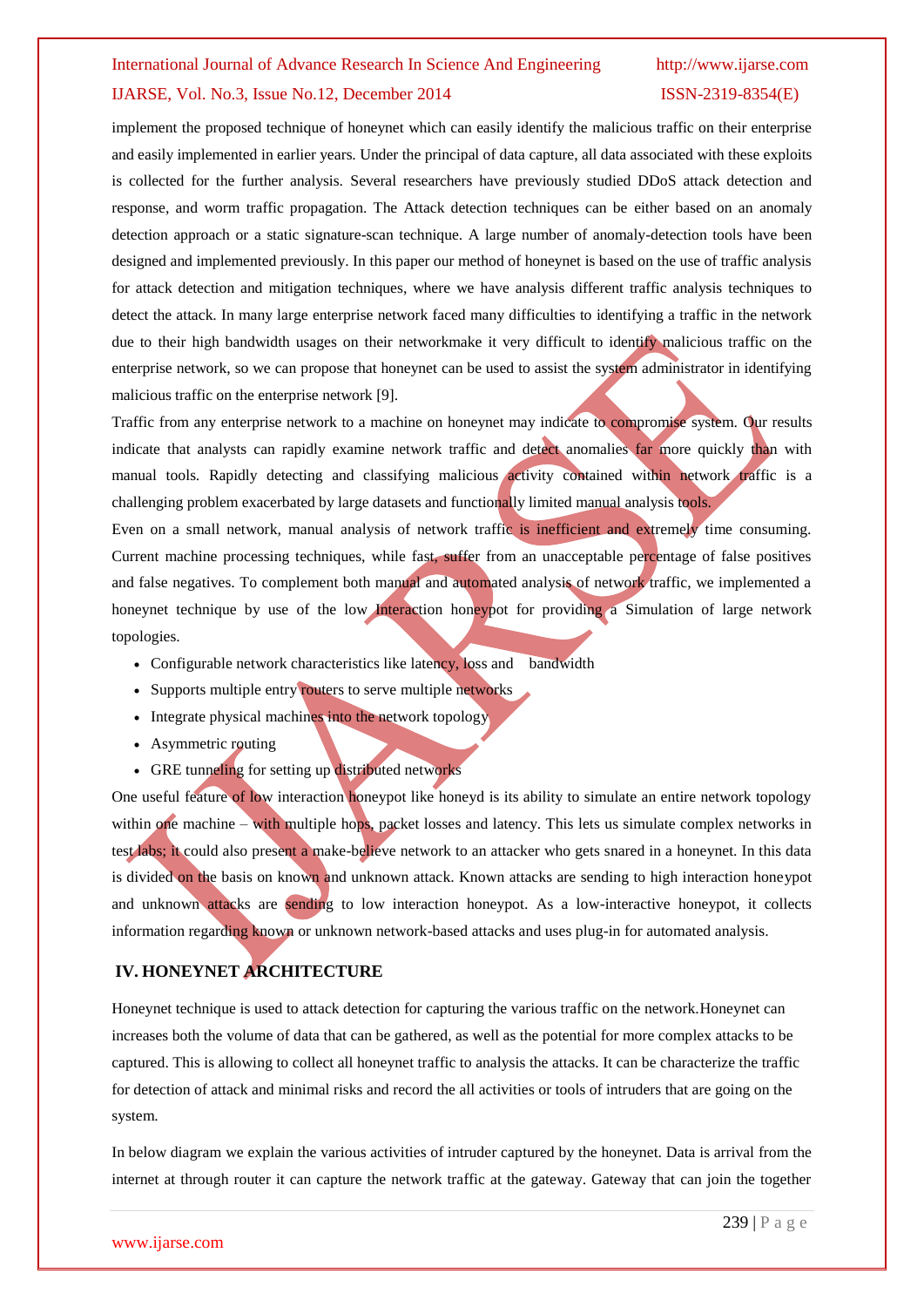implement the proposed technique of honeynet which can easily identify the malicious traffic on their enterprise and easily implemented in earlier years. Under the principal of data capture, all data associated with these exploits is collected for the further analysis. Several researchers have previously studied DDoS attack detection and response, and worm traffic propagation. The Attack detection techniques can be either based on an anomaly detection approach or a static signature-scan technique. A large number of anomaly-detection tools have been designed and implemented previously. In this paper our method of honeynet is based on the use of traffic analysis for attack detection and mitigation techniques, where we have analysis different traffic analysis techniques to detect the attack. In many large enterprise network faced many difficulties to identifying a traffic in the network due to their high bandwidth usages on their networkmake it very difficult to identify malicious traffic on the enterprise network, so we can propose that honeynet can be used to assist the system administrator in identifying malicious traffic on the enterprise network [9].

Traffic from any enterprise network to a machine on honeynet may indicate to compromise system. Our results indicate that analysts can rapidly examine network traffic and detect anomalies far more quickly than with manual tools. Rapidly detecting and classifying malicious activity contained within network traffic is a challenging problem exacerbated by large datasets and functionally limited manual analysis tools.

Even on a small network, manual analysis of network traffic is inefficient and extremely time consuming. Current machine processing techniques, while fast, suffer from an unacceptable percentage of false positives and false negatives. To complement both manual and automated analysis of network traffic, we implemented a honeynet technique by use of the low Interaction honeypot for providing a Simulation of large network topologies.

- Configurable network characteristics like latency, loss and bandwidth
- Supports multiple entry routers to serve multiple networks
- Integrate physical machines into the network topology
- Asymmetric routing
- GRE tunneling for setting up distributed networks

One useful feature of low interaction honeypot like honeyd is its ability to simulate an entire network topology within one machine – with multiple hops, packet losses and latency. This lets us simulate complex networks in test labs; it could also present a make-believe network to an attacker who gets snared in a honeynet. In this data is divided on the basis on known and unknown attack. Known attacks are sending to high interaction honeypot and unknown attacks are sending to low interaction honeypot. As a low-interactive honeypot, it collects information regarding known or unknown network-based attacks and uses plug-in for automated analysis.

## IV. HONEYNET ARCHITECTURE

Honeynet technique is used to attack detection for capturing the various traffic on the network.Honeynet can increases both the volume of data that can be gathered, as well as the potential for more complex attacks to be captured. This is allowing to collect all honeynet traffic to analysis the attacks. It can be characterize the traffic for detection of attack and minimal risks and record the all activities or tools of intruders that are going on the system.

In below diagram we explain the various activities of intruder captured by the honeynet. Data is arrival from the internet at through router it can capture the network traffic at the gateway. Gateway that can join the together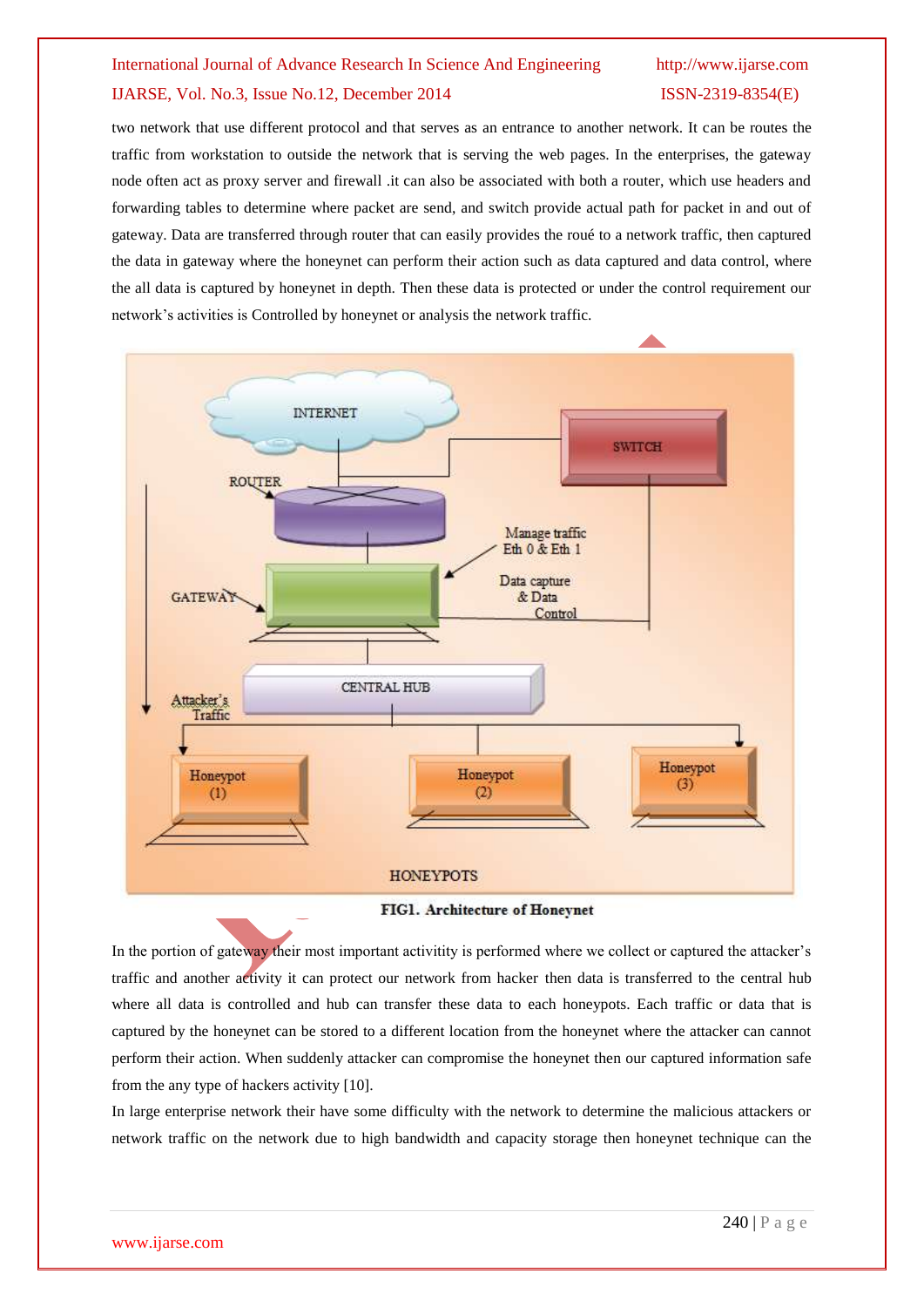two network that use different protocol and that serves as an entrance to another network. It can be routes the traffic from workstation to outside the network that is serving the web pages. In the enterprises, the gateway node often act as proxy server and firewall .it can also be associated with both a router, which use headers and forwarding tables to determine where packet are send, and switch provide actual path for packet in and out of gateway. Data are transferred through router that can easily provides the roué to a network traffic, then captured the data in gateway where the honeynet can perform their action such as data captured and data control, where the all data is captured by honeynet in depth. Then these data is protected or under the control requirement our network's activities is Controlled by honeynet or analysis the network traffic.

**FIG1. Architecture of Honeynet**

In the portion of gateway their most important activity is performed where we collect or captured the attacker's traffic and another activity it can protect our network from hacker then data is transferred to the central hub where all data is controlled and hub can transfer these data to each honeypots. Each traffic or data that is captured by the honeynet can be stored to a different location from the honeynet where the attacker can cannot perform their action. When suddenly attacker can compromise the honeynet then our captured information safe from the any type of hackers activity [10].

In large enterprise network their have some difficulty with the network to determine the malicious attackers or network traffic on the network due to high bandwidth and capacity storage then honeynet technique can the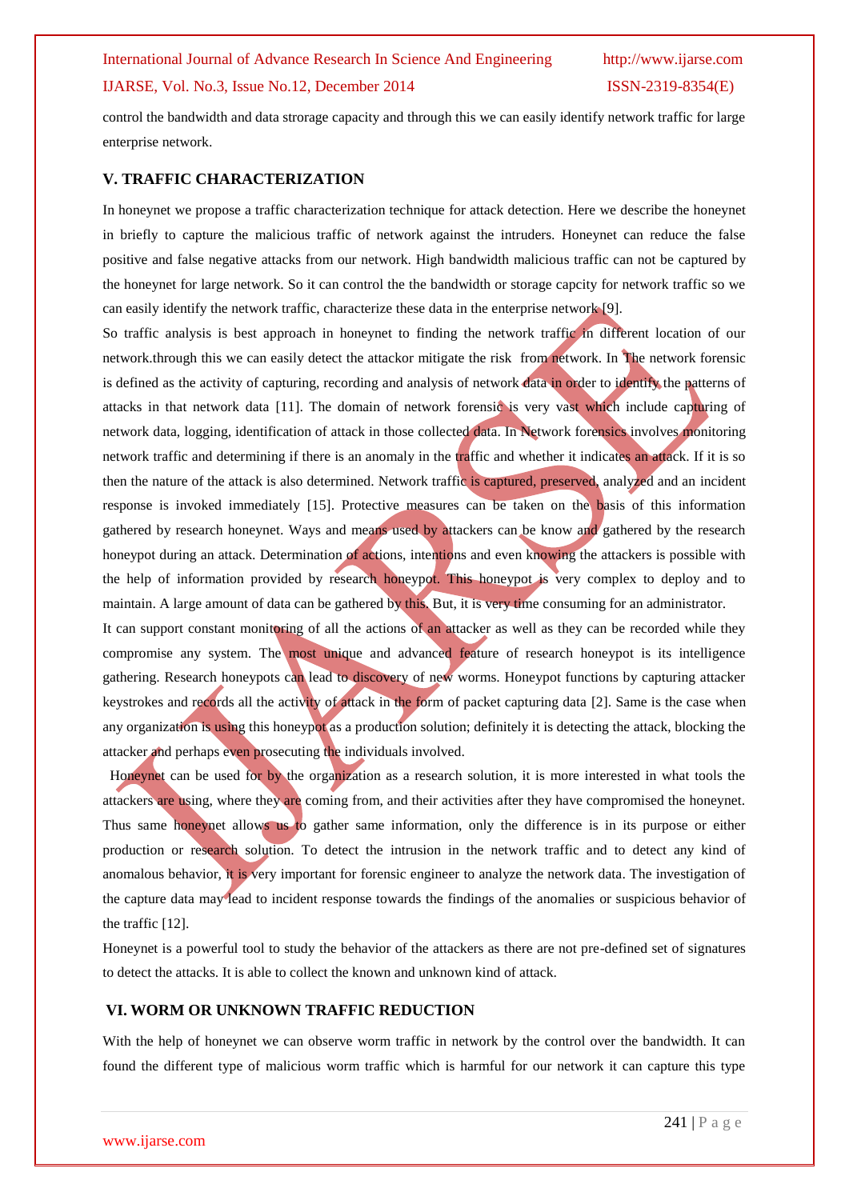control the bandwidth and data strorage capacity and through this we can easily identify network traffic for large enterprise network.

## V. TRAFFIC CHARACTERIZATION

In honeynet we propose a traffic characterization technique for attack detection. Here we describe the honeynet in briefly to capture the malicious traffic of network against the intruders. Honeynet can reduce the false positive and false negative attacks from our network. High bandwidth malicious traffic can not be captured by the honeynet for large network. So it can control the the bandwidth or storage capcity for network traffic so we can easily identify the network traffic, characterize these data in the enterprise network [9].

So traffic analysis is best approach in honeynet to finding the network traffic in different location of our network.through this we can easily detect the attackor mitigate the risk from network. In The network forensic is defined as the activity of capturing, recording and analysis of network data in order to identify the patterns of attacks in that network data [11]. The domain of network forensic is very vast which include capturing of network data, logging, identification of attack in those collected data. In Network forensics involves monitoring network traffic and determining if there is an anomaly in the traffic and whether it indicates an attack. If it is so then the nature of the attack is also determined. Network traffic is captured, preserved, analyzed and an incident response is invoked immediately [15]. Protective measures can be taken on the basis of this information gathered by research honeynet. Ways and means used by attackers can be know and gathered by the research honeypot during an attack. Determination of actions, intentions and even knowing the attackers is possible with the help of information provided by research honeypot. This honeypot is very complex to deploy and to maintain. A large amount of data can be gathered by this. But, it is very time consuming for an administrator.

It can support constant monitoring of all the actions of an attacker as well as they can be recorded while they compromise any system. The most unique and advanced feature of research honeypot is its intelligence gathering. Research honeypots can lead to discovery of new worms. Honeypot functions by capturing attacker keystrokes and records all the activity of attack in the form of packet capturing data [2]. Same is the case when any organization is using this honeypot as a production solution; definitely it is detecting the attack, blocking the attacker and perhaps even prosecuting the individuals involved.

Honeynet can be used for by the organization as a research solution, it is more interested in what tools the attackers are using, where they are coming from, and their activities after they have compromised the honeynet. Thus same honeynet allows us to gather same information, only the difference is in its purpose or either production or research solution. To detect the intrusion in the network traffic and to detect any kind of anomalous behavior, it is very important for forensic engineer to analyze the network data. The investigation of the capture data may lead to incident response towards the findings of the anomalies or suspicious behavior of the traffic [12].

Honeynet is a powerful tool to study the behavior of the attackers as there are not pre-defined set of signatures to detect the attacks. It is able to collect the known and unknown kind of attack.

## VI. WORM OR UNKNOWN TRAFFIC REDUCTION

With the help of honeynet we can observe worm traffic in network by the control over the bandwidth. It can found the different type of malicious worm traffic which is harmful for our network it can capture this type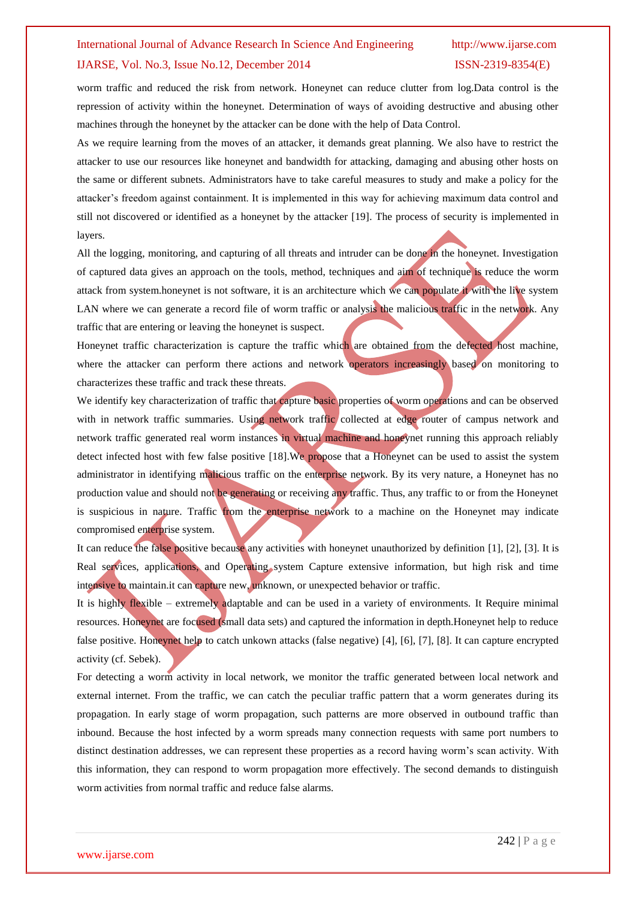worm traffic and reduced the risk from network. Honeynet can reduce clutter from log.Data control is the repression of activity within the honeynet. Determination of ways of avoiding destructive and abusing other machines through the honeynet by the attacker can be done with the help of Data Control.

As we require learning from the moves of an attacker, it demands great planning. We also have to restrict the attacker to use our resources like honeynet and bandwidth for attacking, damaging and abusing other hosts on the same or different subnets. Administrators have to take careful measures to study and make a policy for the attacker's freedom against containment. It is implemented in this way for achieving maximum data control and still not discovered or identified as a honeynet by the attacker [19]. The process of security is implemented in layers.

All the logging, monitoring, and capturing of all threats and intruder can be done in the honeynet. Investigation of captured data gives an approach on the tools, method, techniques and aim of technique is reduce the worm attack from system.honeynet is not software, it is an architecture which we can populate it with the live system LAN where we can generate a record file of worm traffic or analysis the malicious traffic in the network. Any traffic that are entering or leaving the honeynet is suspect.

Honeynet traffic characterization is capture the traffic which are obtained from the defected host machine, where the attacker can perform there actions and network operators increasingly based on monitoring to characterizes these traffic and track these threats.

We identify key characterization of traffic that capture basic properties of worm operations and can be observed with in network traffic summaries. Using network traffic collected at edge router of campus network and network traffic generated real worm instances in virtual machine and honeynet running this approach reliably detect infected host with few false positive [18].We propose that a Honeynet can be used to assist the system administrator in identifying malicious traffic on the enterprise network. By its very nature, a Honeynet has no production value and should not be generating or receiving any traffic. Thus, any traffic to or from the Honeynet is suspicious in nature. Traffic from the enterprise network to a machine on the Honeynet may indicate compromised enterprise system.

It can reduce the false positive because any activities with honeynet unauthorized by definition [1], [2], [3]. It is Real services, applications, and Operating system Capture extensive information, but high risk and time intensive to maintain.it can capture new, unknown, or unexpected behavior or traffic.

It is highly flexible – extremely adaptable and can be used in a variety of environments. It Require minimal resources. Honeynet are focused (small data sets) and captured the information in depth.Honeynet help to reduce false positive. Honeynet help to catch unkown attacks (false negative) [4], [6], [7], [8]. It can capture encrypted activity (cf. Sebek).

For detecting a worm activity in local network, we monitor the traffic generated between local network and external internet. From the traffic, we can catch the peculiar traffic pattern that a worm generates during its propagation. In early stage of worm propagation, such patterns are more observed in outbound traffic than inbound. Because the host infected by a worm spreads many connection requests with same port numbers to distinct destination addresses, we can represent these properties as a record having worm's scan activity. With this information, they can respond to worm propagation more effectively. The second demands to distinguish worm activities from normal traffic and reduce false alarms.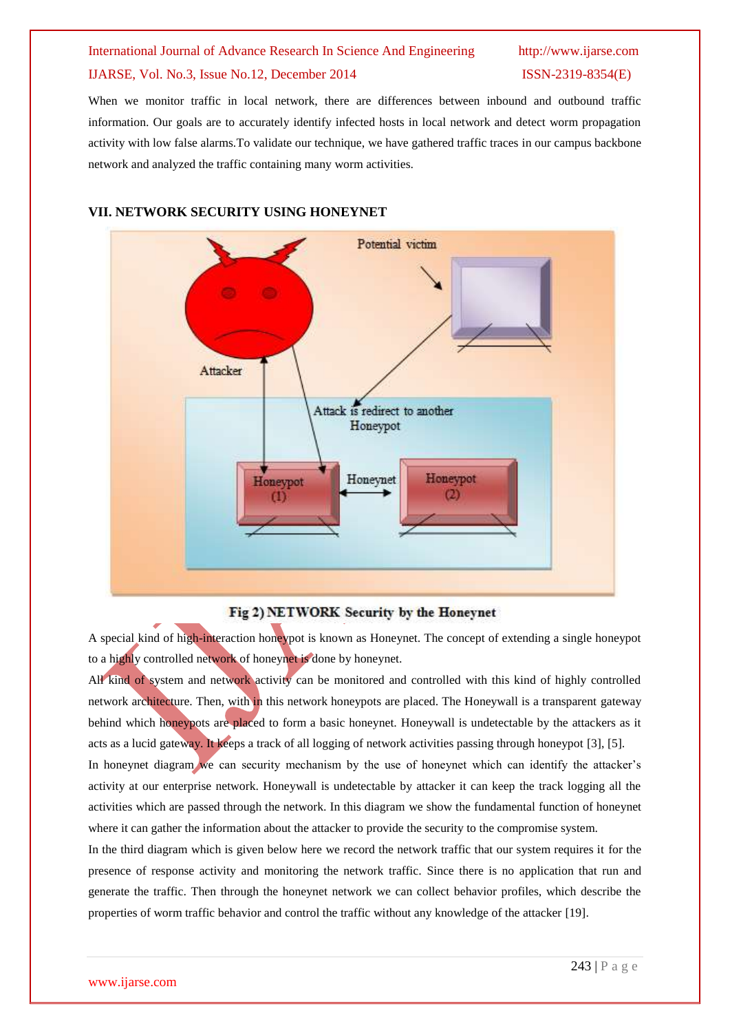When we monitor traffic in local network, there are differences between inbound and outbound traffic information. Our goals are to accurately identify infected hosts in local network and detect worm propagation activity with low false alarms.To validate our technique, we have gathered traffic traces in our campus backbone network and analyzed the traffic containing many worm activities.

## VII. NETWORK SECURITY USING HONEYNET

Fig 2) NETWORK Security by the Honeynet

A special kind of high-interaction honeypot is known as Honeynet. The concept of extending a single honeypot to a highly controlled network of honeynet is done by honeynet.

All kind of system and network activity can be monitored and controlled with this kind of highly controlled network architecture. Then, with in this network honeypots are placed. The Honeywall is a transparent gateway behind which honeypots are placed to form a basic honeynet. Honeywall is undetectable by the attackers as it acts as a lucid gateway. It keeps a track of all logging of network activities passing through honeypot [3], [5].

In honeynet diagram we can security mechanism by the use of honeynet which can identify the attacker's activity at our enterprise network. Honeywall is undetectable by attacker it can keep the track logging all the activities which are passed through the network. In this diagram we show the fundamental function of honeynet where it can gather the information about the attacker to provide the security to the compromise system.

In the third diagram which is given below here we record the network traffic that our system requires it for the presence of response activity and monitoring the network traffic. Since there is no application that run and generate the traffic. Then through the honeynet network we can collect behavior profiles, which describe the properties of worm traffic behavior and control the traffic without any knowledge of the attacker [19].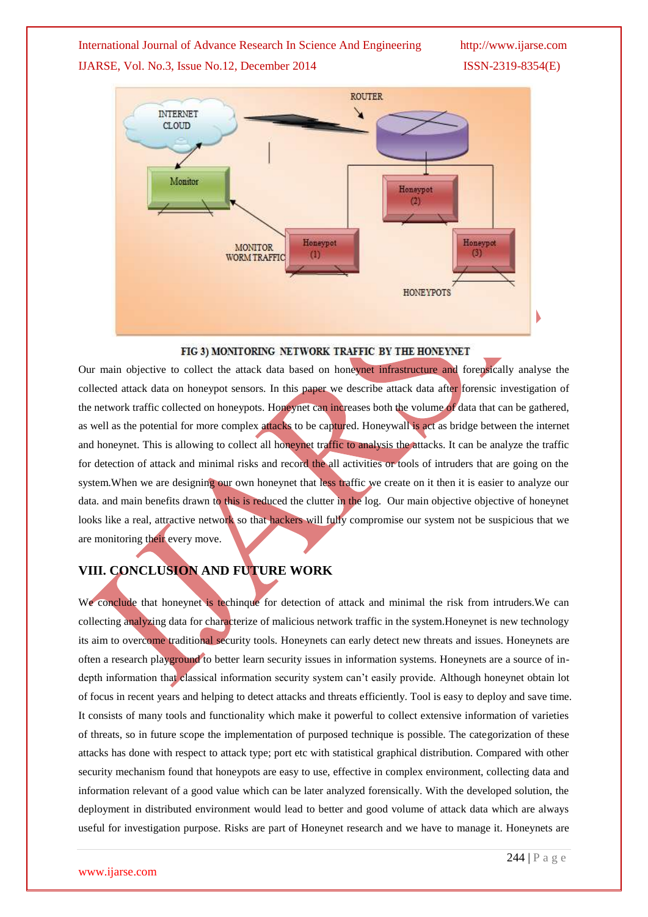FIG 3) MONITORING NETWORK TRAFFIC BY THE HONEYNET

Our main objective to collect the attack data based on honeynet infrastructure and forensically analyse the collected attack data on honeypot sensors. In this paper we describe attack data after forensic investigation of the network traffic collected on honeypots. Honeynet can increases both the volume of data that can be gathered, as well as the potential for more complex attacks to be captured. Honeywall is act as bridge between the internet and honeynet. This is allowing to collect all honeynet traffic to analysis the attacks. It can be analyze the traffic for detection of attack and minimal risks and record the all activities or tools of intruders that are going on the system.When we are designing our own honeynet that less traffic we create on it then it is easier to analyze our data. and main benefits drawn to this is reduced the clutter in the log. Our main objective objective of honeynet looks like a real, attractive network so that hackers will fully compromise our system not be suspicious that we are monitoring their every move.

## VIII. CONCLUSION AND FUTURE WORK

We conclude that honeynet is techinque for detection of attack and minimal the risk from intruders.We can collecting analyzing data for characterize of malicious network traffic in the system.Honeynet is new technology its aim to overcome traditional security tools. Honeynets can early detect new threats and issues. Honeynets are often a research playground to better learn security issues in information systems. Honeynets are a source of in-depth information that classical information security system can't easily provide. Although honeynet obtain lot of focus in recent years and helping to detect attacks and threats efficiently. Tool is easy to deploy and save time. It consists of many tools and functionality which make it powerful to collect extensive information of varieties of threats, so in future scope the implementation of purposed technique is possible. The categorization of these attacks has done with respect to attack type; port etc with statistical graphical distribution. Compared with other security mechanism found that honeypots are easy to use, effective in complex environment, collecting data and information relevant of a good value which can be later analyzed forensically. With the developed solution, the deployment in distributed environment would lead to better and good volume of attack data which are always useful for investigation purpose. Risks are part of Honeynet research and we have to manage it. Honeynets are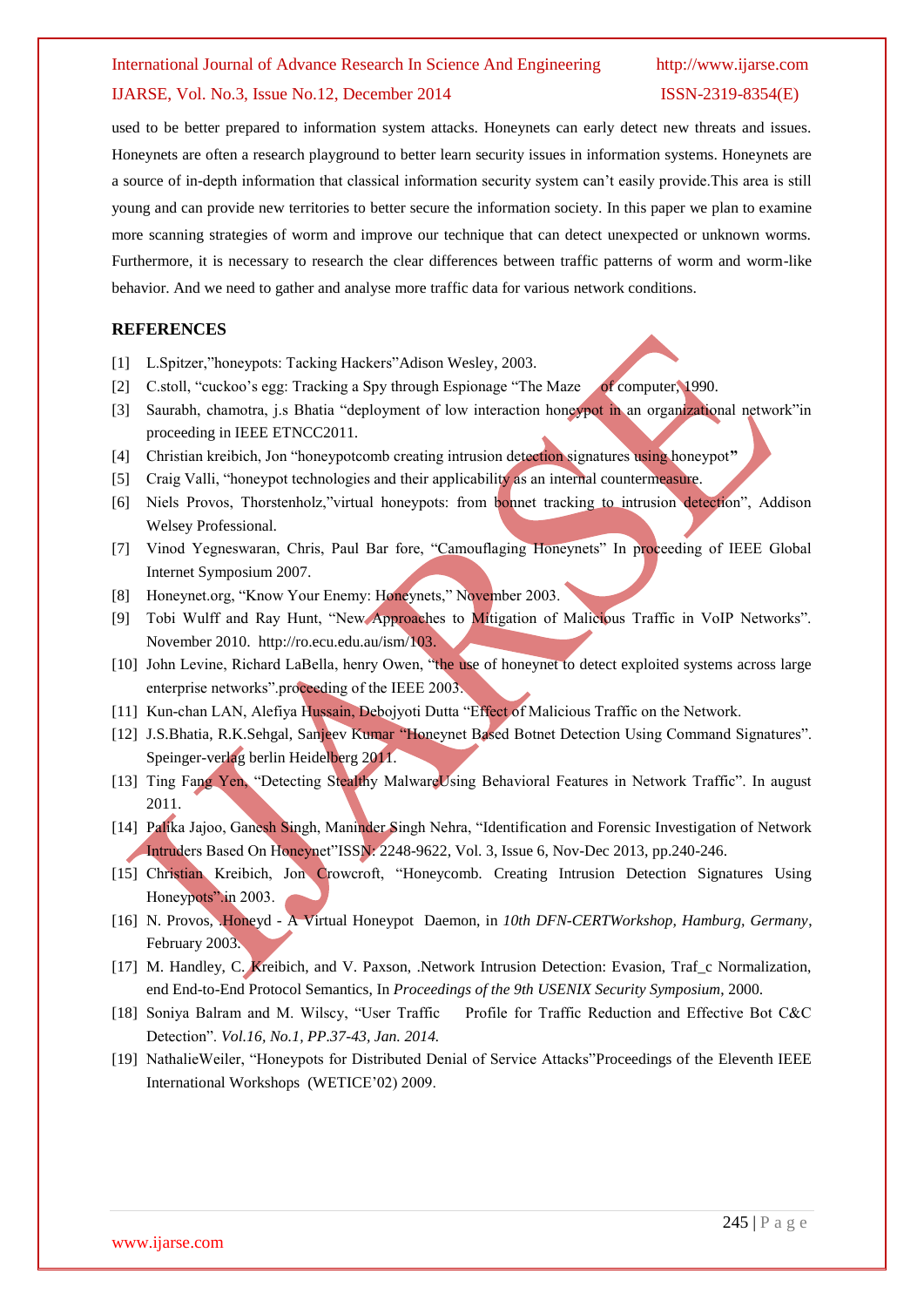used to be better prepared to information system attacks. Honeynets can early detect new threats and issues. Honeynets are often a research playground to better learn security issues in information systems. Honeynets are a source of in-depth information that classical information security system can't easily provide.This area is still young and can provide new territories to better secure the information society. In this paper we plan to examine more scanning strategies of worm and improve our technique that can detect unexpected or unknown worms. Furthermore, it is necessary to research the clear differences between traffic patterns of worm and worm-like behavior. And we need to gather and analyse more traffic data for various network conditions.

## REFERENCES

[1] L.Spitzer,"honeypots: Tacking Hackers"Adison Wesley, 2003.

[2] C.stoll, "cuckoo's egg: Tracking a Spy through Espionage "The Maze of computer, 1990.

[3] Saurabh, chamotra, j.s Bhatia "deployment of low interaction honeypot in an organizational network"in proceeding in IEEE ETNCC2011.

[4] Christian kreibich, Jon "honeypotcomb creating intrusion detection signatures using honeypot"

[5] Craig Valli, "honeypot technologies and their applicability as an internal countermeasure.

[6] Niels Provos, Thorstenholz,"virtual honeypots: from bonnet tracking to intrusion detection", Addison Welsey Professional.

[7] Vinod Yegneswaran, Chris, Paul Bar fore, "Camouflaging Honeynets" In proceeding of IEEE Global Internet Symposium 2007.

[8] Honeynet.org, "Know Your Enemy: Honeynets," November 2003.

[9] Tobi Wulff and Ray Hunt, "New Approaches to Mitigation of Malicious Traffic in VoIP Networks". November 2010. http://ro.ecu.edu.au/ism/103.

[10] John Levine, Richard LaBella, henry Owen, "the use of honeynet to detect exploited systems across large enterprise networks".proceeding of the IEEE 2003.

[11] Kun-chan LAN, Alefiya Hussain, Debojyoti Dutta "Effect of Malicious Traffic on the Network.

[12] J.S.Bhatia, R.K.Sehgal, Sanjeev Kumar "Honeynet Based Botnet Detection Using Command Signatures". Speinger-verlag berlin Heidelberg 2011.

[13] Ting Fang Yen, "Detecting Stealthy MalwareUsing Behavioral Features in Network Traffic". In august 2011.

[14] Palika Jajoo, Ganesh Singh, Maninder Singh Nehra, "Identification and Forensic Investigation of Network Intruders Based On Honeynet"ISSN: 2248-9622, Vol. 3, Issue 6, Nov-Dec 2013, pp.240-246.

[15] Christian Kreibich, Jon Crowcroft, "Honeycomb. Creating Intrusion Detection Signatures Using Honeypots".in 2003.

[16] N. Provos, .Honeyd - A Virtual Honeypot Daemon, in *10th DFN-CERTWorkshop, Hamburg, Germany*, February 2003.

[17] M. Handley, C. Kreibich, and V. Paxson, .Network Intrusion Detection: Evasion, Traf_c Normalization, end End-to-End Protocol Semantics, In *Proceedings of the 9th USENIX Security Symposium*, 2000.

[18] Soniya Balram and M. Wilscy, "User Traffic Profile for Traffic Reduction and Effective Bot C&C Detection". *Vol.16, No.1, PP.37-43, Jan. 2014.*

[19] NathalieWeiler, "Honeypots for Distributed Denial of Service Attacks"Proceedings of the Eleventh IEEE International Workshops (WETICE'02) 2009.